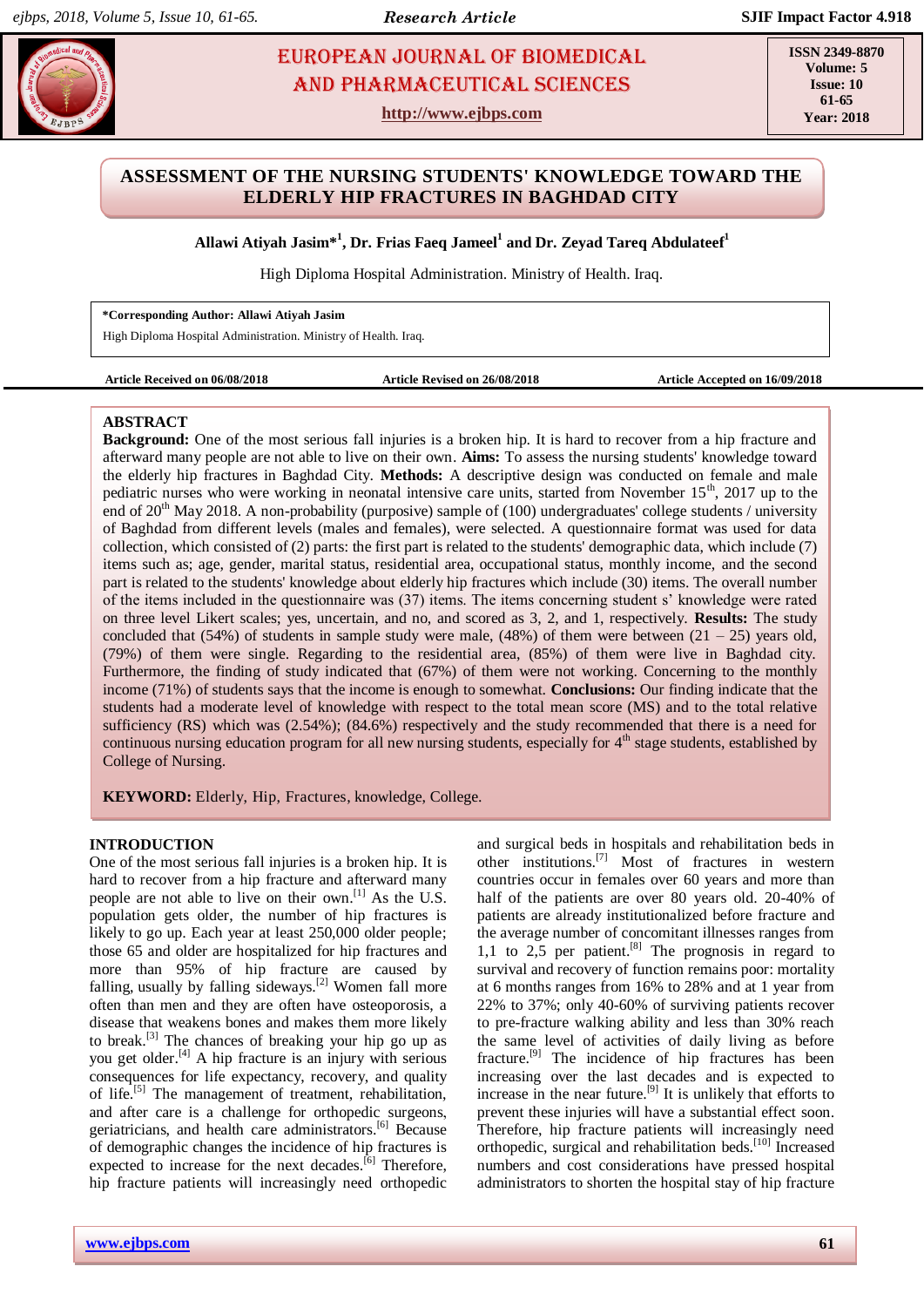# ASSESSMENT OF THE NURSING STUDENTS' KNOWLEDGE TOWARD THE ELDERLY HIP FRACTURES IN BAGHDAD CITY

**Allawi Atiyah Jasim*[1], Dr. Frias Faeq Jameel[1] and Dr. Zeyad Tareq Abdulateef[1]**

High Diploma Hospital Administration. Ministry of Health. Iraq.

**\*Corresponding Author: Allawi Atiyah Jasim**
High Diploma Hospital Administration. Ministry of Health. Iraq.

**Article Received on 06/08/2018** | **Article Revised on 26/08/2018** | **Article Accepted on 16/09/2018**

## ABSTRACT

**Background:** One of the most serious fall injuries is a broken hip. It is hard to recover from a hip fracture and afterward many people are not able to live on their own. **Aims:** To assess the nursing students' knowledge toward the elderly hip fractures in Baghdad City. **Methods:** A descriptive design was conducted on female and male pediatric nurses who were working in neonatal intensive care units, started from November 15th, 2017 up to the end of 20th May 2018. A non-probability (purposive) sample of (100) undergraduates' college students / university of Baghdad from different levels (males and females), were selected. A questionnaire format was used for data collection, which consisted of (2) parts: the first part is related to the students' demographic data, which include (7) items such as; age, gender, marital status, residential area, occupational status, monthly income, and the second part is related to the students' knowledge about elderly hip fractures which include (30) items. The overall number of the items included in the questionnaire was (37) items. The items concerning student s' knowledge were rated on three level Likert scales; yes, uncertain, and no, and scored as 3, 2, and 1, respectively. **Results:** The study concluded that (54%) of students in sample study were male, (48%) of them were between (21 – 25) years old, (79%) of them were single. Regarding to the residential area, (85%) of them were live in Baghdad city. Furthermore, the finding of study indicated that (67%) of them were not working. Concerning to the monthly income (71%) of students says that the income is enough to somewhat. **Conclusions:** Our finding indicate that the students had a moderate level of knowledge with respect to the total mean score (MS) and to the total relative sufficiency (RS) which was (2.54%); (84.6%) respectively and the study recommended that there is a need for continuous nursing education program for all new nursing students, especially for 4th stage students, established by College of Nursing.

**KEYWORD:** Elderly, Hip, Fractures, knowledge, College.

## INTRODUCTION

One of the most serious fall injuries is a broken hip. It is hard to recover from a hip fracture and afterward many people are not able to live on their own.[1] As the U.S. population gets older, the number of hip fractures is likely to go up. Each year at least 250,000 older people; those 65 and older are hospitalized for hip fractures and more than 95% of hip fracture are caused by falling, usually by falling sideways.[2] Women fall more often than men and they are often have osteoporosis, a disease that weakens bones and makes them more likely to break.[3] The chances of breaking your hip go up as you get older.[4] A hip fracture is an injury with serious consequences for life expectancy, recovery, and quality of life.[5] The management of treatment, rehabilitation, and after care is a challenge for orthopedic surgeons, geriatricians, and health care administrators.[6] Because of demographic changes the incidence of hip fractures is expected to increase for the next decades.[6] Therefore, hip fracture patients will increasingly need orthopedic and surgical beds in hospitals and rehabilitation beds in other institutions.[7] Most of fractures in western countries occur in females over 60 years and more than half of the patients are over 80 years old. 20-40% of patients are already institutionalized before fracture and the average number of concomitant illnesses ranges from 1,1 to 2,5 per patient.[8] The prognosis in regard to survival and recovery of function remains poor: mortality at 6 months ranges from 16% to 28% and at 1 year from 22% to 37%; only 40-60% of surviving patients recover to pre-fracture walking ability and less than 30% reach the same level of activities of daily living as before fracture.[9] The incidence of hip fractures has been increasing over the last decades and is expected to increase in the near future.[9] It is unlikely that efforts to prevent these injuries will have a substantial effect soon. Therefore, hip fracture patients will increasingly need orthopedic, surgical and rehabilitation beds.[10] Increased numbers and cost considerations have pressed hospital administrators to shorten the hospital stay of hip fracture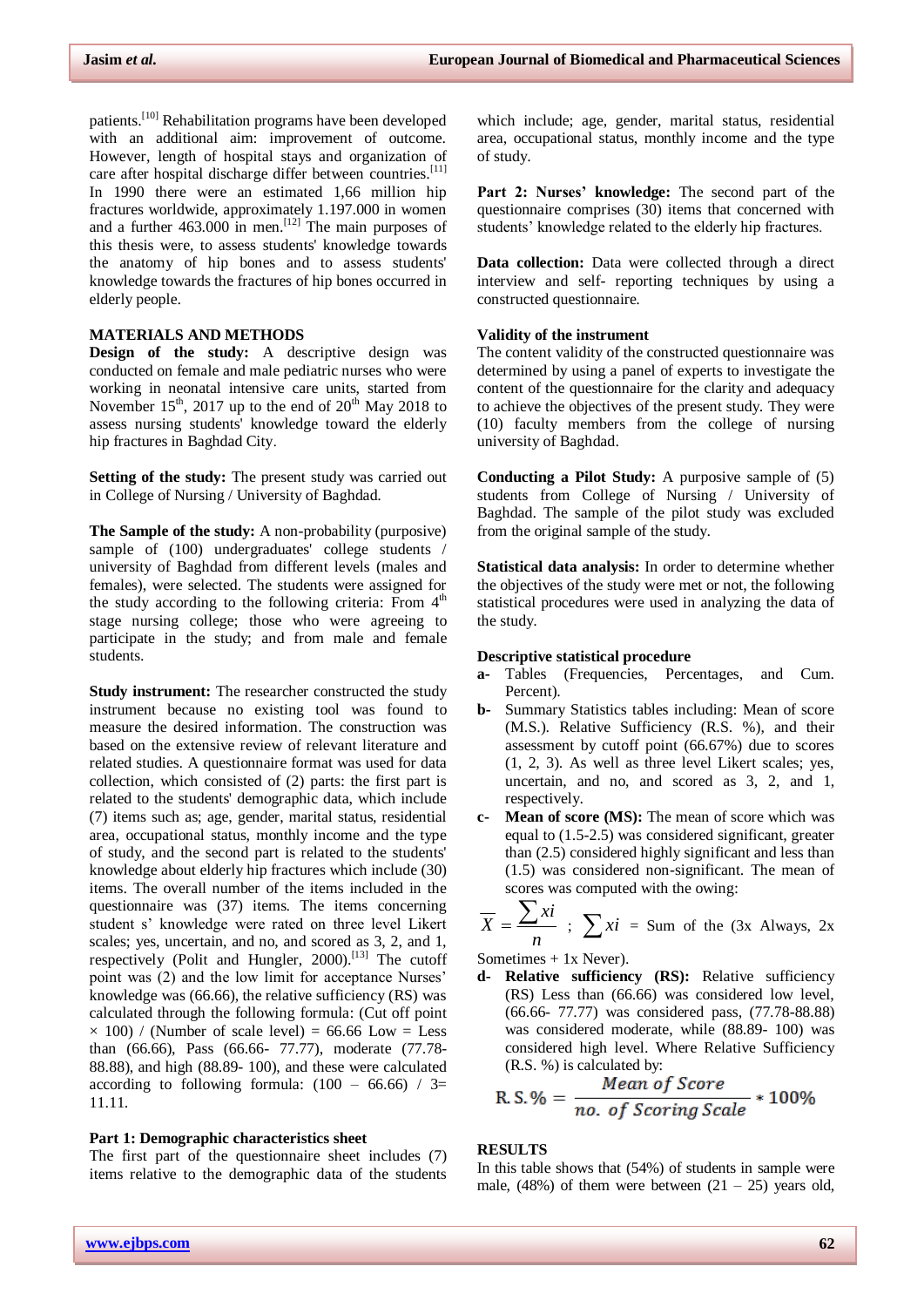patients.[10] Rehabilitation programs have been developed with an additional aim: improvement of outcome. However, length of hospital stays and organization of care after hospital discharge differ between countries.[11] In 1990 there were an estimated 1,66 million hip fractures worldwide, approximately 1.197.000 in women and a further 463.000 in men.[12] The main purposes of this thesis were, to assess students' knowledge towards the anatomy of hip bones and to assess students' knowledge towards the fractures of hip bones occurred in elderly people.

## MATERIALS AND METHODS

**Design of the study:** A descriptive design was conducted on female and male pediatric nurses who were working in neonatal intensive care units, started from November 15th, 2017 up to the end of 20th May 2018 to assess nursing students' knowledge toward the elderly hip fractures in Baghdad City.

**Setting of the study:** The present study was carried out in College of Nursing / University of Baghdad.

**The Sample of the study:** A non-probability (purposive) sample of (100) undergraduates' college students / university of Baghdad from different levels (males and females), were selected. The students were assigned for the study according to the following criteria: From 4th stage nursing college; those who were agreeing to participate in the study; and from male and female students.

**Study instrument:** The researcher constructed the study instrument because no existing tool was found to measure the desired information. The construction was based on the extensive review of relevant literature and related studies. A questionnaire format was used for data collection, which consisted of (2) parts: the first part is related to the students' demographic data, which include (7) items such as; age, gender, marital status, residential area, occupational status, monthly income and the type of study, and the second part is related to the students' knowledge about elderly hip fractures which include (30) items. The overall number of the items included in the questionnaire was (37) items. The items concerning student s' knowledge were rated on three level Likert scales; yes, uncertain, and no, and scored as 3, 2, and 1, respectively (Polit and Hungler, 2000).[13] The cutoff point was (2) and the low limit for acceptance Nurses' knowledge was (66.66), the relative sufficiency (RS) was calculated through the following formula: (Cut off point × 100) / (Number of scale level) = 66.66 Low = Less than (66.66), Pass (66.66- 77.77), moderate (77.78-88.88), and high (88.89- 100), and these were calculated according to following formula: (100 – 66.66) / 3= 11.11.

**Part 1: Demographic characteristics sheet**

The first part of the questionnaire sheet includes (7) items relative to the demographic data of the students which include; age, gender, marital status, residential area, occupational status, monthly income and the type of study.

**Part 2: Nurses' knowledge:** The second part of the questionnaire comprises (30) items that concerned with students' knowledge related to the elderly hip fractures.

**Data collection:** Data were collected through a direct interview and self- reporting techniques by using a constructed questionnaire.

**Validity of the instrument**

The content validity of the constructed questionnaire was determined by using a panel of experts to investigate the content of the questionnaire for the clarity and adequacy to achieve the objectives of the present study. They were (10) faculty members from the college of nursing university of Baghdad.

**Conducting a Pilot Study:** A purposive sample of (5) students from College of Nursing / University of Baghdad. The sample of the pilot study was excluded from the original sample of the study.

**Statistical data analysis:** In order to determine whether the objectives of the study were met or not, the following statistical procedures were used in analyzing the data of the study.

**Descriptive statistical procedure**

- **a-** Tables (Frequencies, Percentages, and Cum. Percent).
- **b-** Summary Statistics tables including: Mean of score (M.S.). Relative Sufficiency (R.S. %), and their assessment by cutoff point (66.67%) due to scores (1, 2, 3. As well as three level Likert scales; yes, uncertain, and no, and scored as 3, 2, and 1, respectively.
- **c- Mean of score (MS):** The mean of score which was equal to (1.5-2.5) was considered significant, greater than (2.5) considered highly significant and less than (1.5) was considered non-significant. The mean of scores was computed with the owing:

$$\overline{X} = \frac{\sum xi}{n} \; ; \; \sum xi = \text{Sum of the (3x Always, 2x Sometimes + 1x Never).}$$

- **d- Relative sufficiency (RS):** Relative sufficiency (RS) Less than (66.66) was considered low level, (66.66- 77.77) was considered pass, (77.78-88.88) was considered moderate, while (88.89- 100) was considered high level. Where Relative Sufficiency (R.S. %) is calculated by:

$$R.S.\% = \frac{Mean\ of\ Score}{no.\ of\ Scoring\ Scale} * 100\%$$

## RESULTS

In this table shows that (54%) of students in sample were male, (48%) of them were between (21 – 25) years old,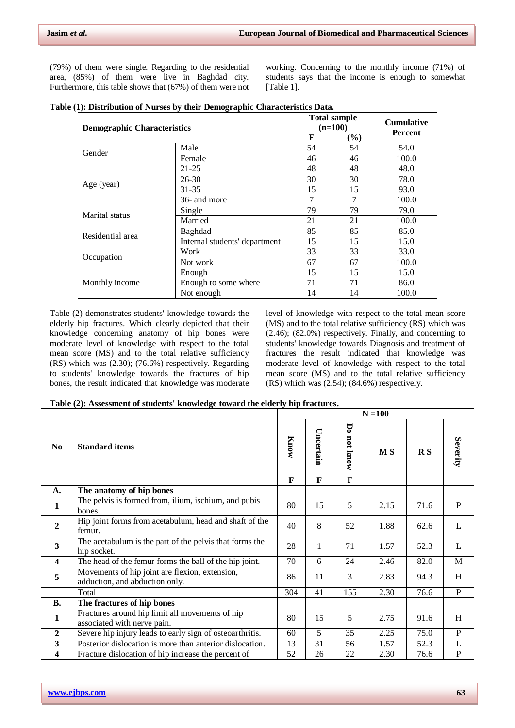(79%) of them were single. Regarding to the residential area, (85%) of them were live in Baghdad city. Furthermore, this table shows that (67%) of them were not working. Concerning to the monthly income (71%) of students says that the income is enough to somewhat [Table 1].

**Table (1): Distribution of Nurses by their Demographic Characteristics Data.**

| Demographic Characteristics | | Total sample (n=100) | | Cumulative Percent |
|---|---|---|---|---|
| | | F | (%) | |
| Gender | Male | 54 | 54 | 54.0 |
| | Female | 46 | 46 | 100.0 |
| Age (year) | 21-25 | 48 | 48 | 48.0 |
| | 26-30 | 30 | 30 | 78.0 |
| | 31-35 | 15 | 15 | 93.0 |
| | 36- and more | 7 | 7 | 100.0 |
| Marital status | Single | 79 | 79 | 79.0 |
| | Married | 21 | 21 | 100.0 |
| Residential area | Baghdad | 85 | 85 | 85.0 |
| | Internal students' department | 15 | 15 | 15.0 |
| Occupation | Work | 33 | 33 | 33.0 |
| | Not work | 67 | 67 | 100.0 |
| Monthly income | Enough | 15 | 15 | 15.0 |
| | Enough to some where | 71 | 71 | 86.0 |
| | Not enough | 14 | 14 | 100.0 |

Table (2) demonstrates students' knowledge towards the elderly hip fractures. Which clearly depicted that their knowledge concerning anatomy of hip bones were moderate level of knowledge with respect to the total mean score (MS) and to the total relative sufficiency (RS) which was (2.30); (76.6%) respectively. Regarding to students' knowledge towards the fractures of hip bones, the result indicated that knowledge was moderate level of knowledge with respect to the total mean score (MS) and to the total relative sufficiency (RS) which was (2.46); (82.0%) respectively. Finally, and concerning to students' knowledge towards Diagnosis and treatment of fractures the result indicated that knowledge was moderate level of knowledge with respect to the total mean score (MS) and to the total relative sufficiency (RS) which was (2.54); (84.6%) respectively.

**Table (2): Assessment of students' knowledge toward the elderly hip fractures.**

| No | Standard items | Know | Uncertain | Do not know | M S | R S | Severity |
|---|---|---|---|---|---|---|---|
| | | F | F | F | | | |
| **A.** | **The anatomy of hip bones** | | | | | | |
| **1** | The pelvis is formed from, ilium, ischium, and pubis bones. | 80 | 15 | 5 | 2.15 | 71.6 | P |
| **2** | Hip joint forms from acetabulum, head and shaft of the femur. | 40 | 8 | 52 | 1.88 | 62.6 | L |
| **3** | The acetabulum is the part of the pelvis that forms the hip socket. | 28 | 1 | 71 | 1.57 | 52.3 | L |
| **4** | The head of the femur forms the ball of the hip joint. | 70 | 6 | 24 | 2.46 | 82.0 | M |
| **5** | Movements of hip joint are flexion, extension, adduction, and abduction only. | 86 | 11 | 3 | 2.83 | 94.3 | H |
| | Total | 304 | 41 | 155 | 2.30 | 76.6 | P |
| **B.** | **The fractures of hip bones** | | | | | | |
| **1** | Fractures around hip limit all movements of hip associated with nerve pain. | 80 | 15 | 5 | 2.75 | 91.6 | H |
| **2** | Severe hip injury leads to early sign of osteoarthritis. | 60 | 5 | 35 | 2.25 | 75.0 | P |
| **3** | Posterior dislocation is more than anterior dislocation. | 13 | 31 | 56 | 1.57 | 52.3 | L |
| **4** | Fracture dislocation of hip increase the percent of | 52 | 26 | 22 | 2.30 | 76.6 | P |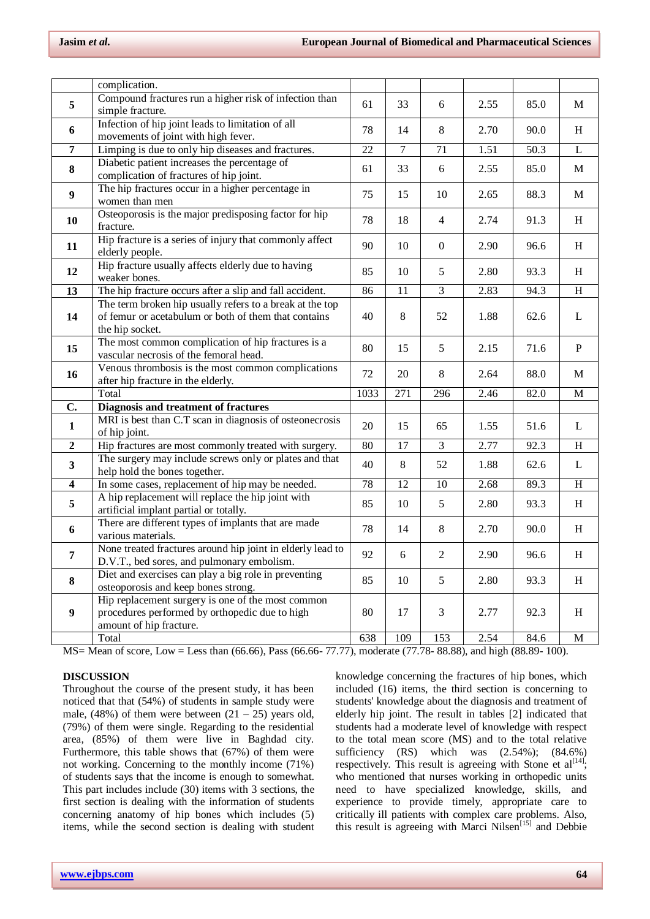| | complication. | | | | | | |
|---|---|---|---|---|---|---|---|
| **5** | Compound fractures run a higher risk of infection than simple fracture. | 61 | 33 | 6 | 2.55 | 85.0 | M |
| **6** | Infection of hip joint leads to limitation of all movements of joint with high fever. | 78 | 14 | 8 | 2.70 | 90.0 | H |
| **7** | Limping is due to only hip diseases and fractures. | 22 | 7 | 71 | 1.51 | 50.3 | L |
| **8** | Diabetic patient increases the percentage of complication of fractures of hip joint. | 61 | 33 | 6 | 2.55 | 85.0 | M |
| **9** | The hip fractures occur in a higher percentage in women than men | 75 | 15 | 10 | 2.65 | 88.3 | M |
| **10** | Osteoporosis is the major predisposing factor for hip fracture. | 78 | 18 | 4 | 2.74 | 91.3 | H |
| **11** | Hip fracture is a series of injury that commonly affect elderly people. | 90 | 10 | 0 | 2.90 | 96.6 | H |
| **12** | Hip fracture usually affects elderly due to having weaker bones. | 85 | 10 | 5 | 2.80 | 93.3 | H |
| **13** | The hip fracture occurs after a slip and fall accident. | 86 | 11 | 3 | 2.83 | 94.3 | H |
| **14** | The term broken hip usually refers to a break at the top of femur or acetabulum or both of them that contains the hip socket. | 40 | 8 | 52 | 1.88 | 62.6 | L |
| **15** | The most common complication of hip fractures is a vascular necrosis of the femoral head. | 80 | 15 | 5 | 2.15 | 71.6 | P |
| **16** | Venous thrombosis is the most common complications after hip fracture in the elderly. | 72 | 20 | 8 | 2.64 | 88.0 | M |
| | Total | 1033 | 271 | 296 | 2.46 | 82.0 | M |
| **C.** | **Diagnosis and treatment of fractures** | | | | | | |
| **1** | MRI is best than C.T scan in diagnosis of osteonecrosis of hip joint. | 20 | 15 | 65 | 1.55 | 51.6 | L |
| **2** | Hip fractures are most commonly treated with surgery. | 80 | 17 | 3 | 2.77 | 92.3 | H |
| **3** | The surgery may include screws only or plates and that help hold the bones together. | 40 | 8 | 52 | 1.88 | 62.6 | L |
| **4** | In some cases, replacement of hip may be needed. | 78 | 12 | 10 | 2.68 | 89.3 | H |
| **5** | A hip replacement will replace the hip joint with artificial implant partial or totally. | 85 | 10 | 5 | 2.80 | 93.3 | H |
| **6** | There are different types of implants that are made various materials. | 78 | 14 | 8 | 2.70 | 90.0 | H |
| **7** | None treated fractures around hip joint in elderly lead to D.V.T., bed sores, and pulmonary embolism. | 92 | 6 | 2 | 2.90 | 96.6 | H |
| **8** | Diet and exercises can play a big role in preventing osteoporosis and keep bones strong. | 85 | 10 | 5 | 2.80 | 93.3 | H |
| **9** | Hip replacement surgery is one of the most common procedures performed by orthopedic due to high amount of hip fracture. | 80 | 17 | 3 | 2.77 | 92.3 | H |
| | Total | 638 | 109 | 153 | 2.54 | 84.6 | M |

MS= Mean of score, Low = Less than (66.66), Pass (66.66- 77.77), moderate (77.78- 88.88), and high (88.89- 100).

## DISCUSSION

Throughout the course of the present study, it has been noticed that that (54%) of students in sample study were male, (48%) of them were between (21 – 25) years old, (79%) of them were single. Regarding to the residential area, (85%) of them were live in Baghdad city. Furthermore, this table shows that (67%) of them were not working. Concerning to the monthly income (71%) of students says that the income is enough to somewhat. This part includes include (30) items with 3 sections, the first section is dealing with the information of students concerning anatomy of hip bones which includes (5) items, while the second section is dealing with student knowledge concerning the fractures of hip bones, which included (16) items, the third section is concerning to students' knowledge about the diagnosis and treatment of elderly hip joint. The result in tables [2] indicated that students had a moderate level of knowledge with respect to the total mean score (MS) and to the total relative sufficiency (RS) which was (2.54%); (84.6%) respectively. This result is agreeing with Stone et al[14]; who mentioned that nurses working in orthopedic units need to have specialized knowledge, skills, and experience to provide timely, appropriate care to critically ill patients with complex care problems. Also, this result is agreeing with Marci Nilsen[15] and Debbie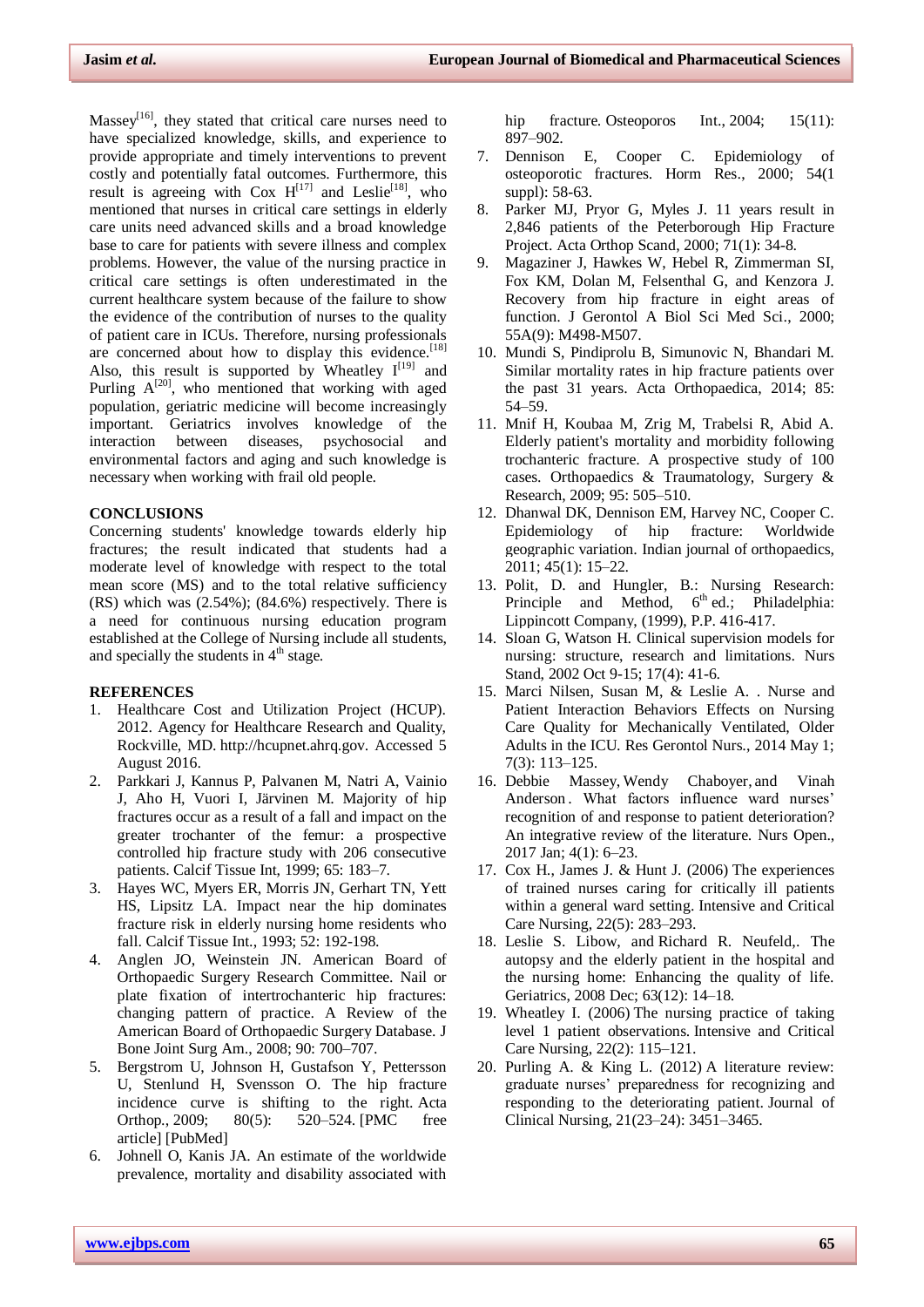Massey[16], they stated that critical care nurses need to have specialized knowledge, skills, and experience to provide appropriate and timely interventions to prevent costly and potentially fatal outcomes. Furthermore, this result is agreeing with Cox H[17] and Leslie[18], who mentioned that nurses in critical care settings in elderly care units need advanced skills and a broad knowledge base to care for patients with severe illness and complex problems. However, the value of the nursing practice in critical care settings is often underestimated in the current healthcare system because of the failure to show the evidence of the contribution of nurses to the quality of patient care in ICUs. Therefore, nursing professionals are concerned about how to display this evidence.[18] Also, this result is supported by Wheatley I[19] and Purling A[20], who mentioned that working with aged population, geriatric medicine will become increasingly important. Geriatrics involves knowledge of the interaction between diseases, psychosocial and environmental factors and aging and such knowledge is necessary when working with frail old people.

## CONCLUSIONS

Concerning students' knowledge towards elderly hip fractures; the result indicated that students had a moderate level of knowledge with respect to the total mean score (MS) and to the total relative sufficiency (RS) which was (2.54%); (84.6%) respectively. There is a need for continuous nursing education program established at the College of Nursing include all students, and specially the students in 4th stage.

## REFERENCES

1. Healthcare Cost and Utilization Project (HCUP). 2012. Agency for Healthcare Research and Quality, Rockville, MD. http://hcupnet.ahrq.gov. Accessed 5 August 2016.
2. Parkkari J, Kannus P, Palvanen M, Natri A, Vainio J, Aho H, Vuori I, Järvinen M. Majority of hip fractures occur as a result of a fall and impact on the greater trochanter of the femur: a prospective controlled hip fracture study with 206 consecutive patients. Calcif Tissue Int, 1999; 65: 183–7.
3. Hayes WC, Myers ER, Morris JN, Gerhart TN, Yett HS, Lipsitz LA. Impact near the hip dominates fracture risk in elderly nursing home residents who fall. Calcif Tissue Int., 1993; 52: 192-198.
4. Anglen JO, Weinstein JN. American Board of Orthopaedic Surgery Research Committee. Nail or plate fixation of intertrochanteric hip fractures: changing pattern of practice. A Review of the American Board of Orthopaedic Surgery Database. J Bone Joint Surg Am., 2008; 90: 700–707.
5. Bergstrom U, Johnson H, Gustafson Y, Pettersson U, Stenlund H, Svensson O. The hip fracture incidence curve is shifting to the right. Acta Orthop., 2009; 80(5): 520–524. [PMC free article] [PubMed]
6. Johnell O, Kanis JA. An estimate of the worldwide prevalence, mortality and disability associated with hip fracture. Osteoporos Int., 2004; 15(11): 897–902.
7. Dennison E, Cooper C. Epidemiology of osteoporotic fractures. Horm Res., 2000; 54(1 suppl): 58-63.
8. Parker MJ, Pryor G, Myles J. 11 years result in 2,846 patients of the Peterborough Hip Fracture Project. Acta Orthop Scand, 2000; 71(1): 34-8.
9. Magaziner J, Hawkes W, Hebel R, Zimmerman SI, Fox KM, Dolan M, Felsenthal G, and Kenzora J. Recovery from hip fracture in eight areas of function. J Gerontol A Biol Sci Med Sci., 2000; 55A(9): M498-M507.
10. Mundi S, Pindiprolu B, Simunovic N, Bhandari M. Similar mortality rates in hip fracture patients over the past 31 years. Acta Orthopaedica, 2014; 85: 54–59.
11. Mnif H, Koubaa M, Zrig M, Trabelsi R, Abid A. Elderly patient's mortality and morbidity following trochanteric fracture. A prospective study of 100 cases. Orthopaedics & Traumatology, Surgery & Research, 2009; 95: 505–510.
12. Dhanwal DK, Dennison EM, Harvey NC, Cooper C. Epidemiology of hip fracture: Worldwide geographic variation. Indian journal of orthopaedics, 2011; 45(1): 15–22.
13. Polit, D. and Hungler, B.: Nursing Research: Principle and Method, 6th ed.; Philadelphia: Lippincott Company, (1999), P.P. 416-417.
14. Sloan G, Watson H. Clinical supervision models for nursing: structure, research and limitations. Nurs Stand, 2002 Oct 9-15; 17(4): 41-6.
15. Marci Nilsen, Susan M, & Leslie A. . Nurse and Patient Interaction Behaviors Effects on Nursing Care Quality for Mechanically Ventilated, Older Adults in the ICU. Res Gerontol Nurs., 2014 May 1; 7(3): 113–125.
16. Debbie Massey, Wendy Chaboyer, and Vinah Anderson . What factors influence ward nurses' recognition of and response to patient deterioration? An integrative review of the literature. Nurs Open., 2017 Jan; 4(1): 6–23.
17. Cox H., James J. & Hunt J. (2006) The experiences of trained nurses caring for critically ill patients within a general ward setting. Intensive and Critical Care Nursing, 22(5): 283–293.
18. Leslie S. Libow, and Richard R. Neufeld,. The autopsy and the elderly patient in the hospital and the nursing home: Enhancing the quality of life. Geriatrics, 2008 Dec; 63(12): 14–18.
19. Wheatley I. (2006) The nursing practice of taking level 1 patient observations. Intensive and Critical Care Nursing, 22(2): 115–121.
20. Purling A. & King L. (2012) A literature review: graduate nurses' preparedness for recognizing and responding to the deteriorating patient. Journal of Clinical Nursing, 21(23–24): 3451–3465.